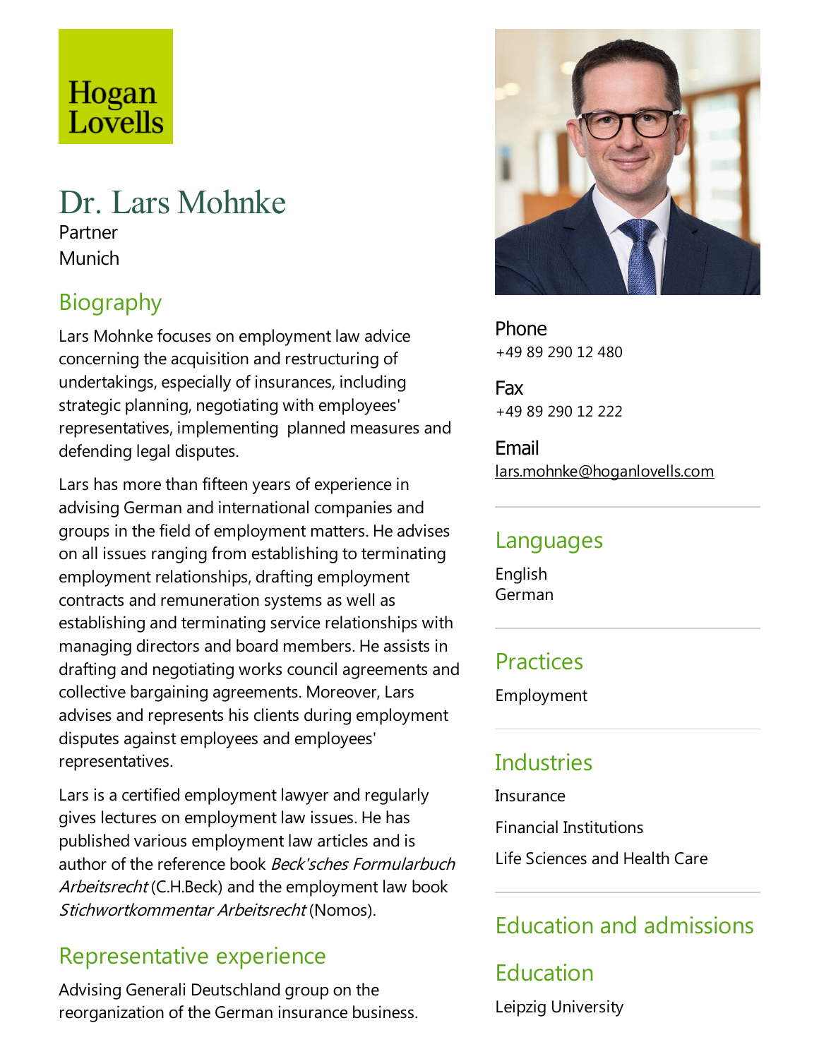Hogan Lovells

# Dr. Lars Mohnke

Partner

Munich

## Biography

Lars Mohnke focuses on employment law advice concerning the acquisition and restructuring of undertakings, especially of insurances, including strategic planning, negotiating with employees' representatives, implementing planned measures and defending legal disputes.

Lars has more than fifteen years of experience in advising German and international companies and groups in the field of employment matters. He advises on all issues ranging from establishing to terminating employment relationships, drafting employment contracts and remuneration systems as well as establishing and terminating service relationships with managing directors and board members. He assists in drafting and negotiating works council agreements and collective bargaining agreements. Moreover, Lars advises and represents his clients during employment disputes against employees and employees' representatives.

Lars is a certified employment lawyer and regularly gives lectures on employment law issues. He has published various employment law articles and is author of the reference book *Beck'sches Formularbuch Arbeitsrecht* (C.H.Beck) and the employment law book *Stichwortkommentar Arbeitsrecht* (Nomos).

## Representative experience

Advising Generali Deutschland group on the reorganization of the German insurance business.

**Phone**
+49 89 290 12 480

**Fax**
+49 89 290 12 222

**Email**
lars.mohnke@hoganlovells.com

## Languages

English
German

## Practices

Employment

## Industries

Insurance

Financial Institutions

Life Sciences and Health Care

## Education and admissions

## Education

Leipzig University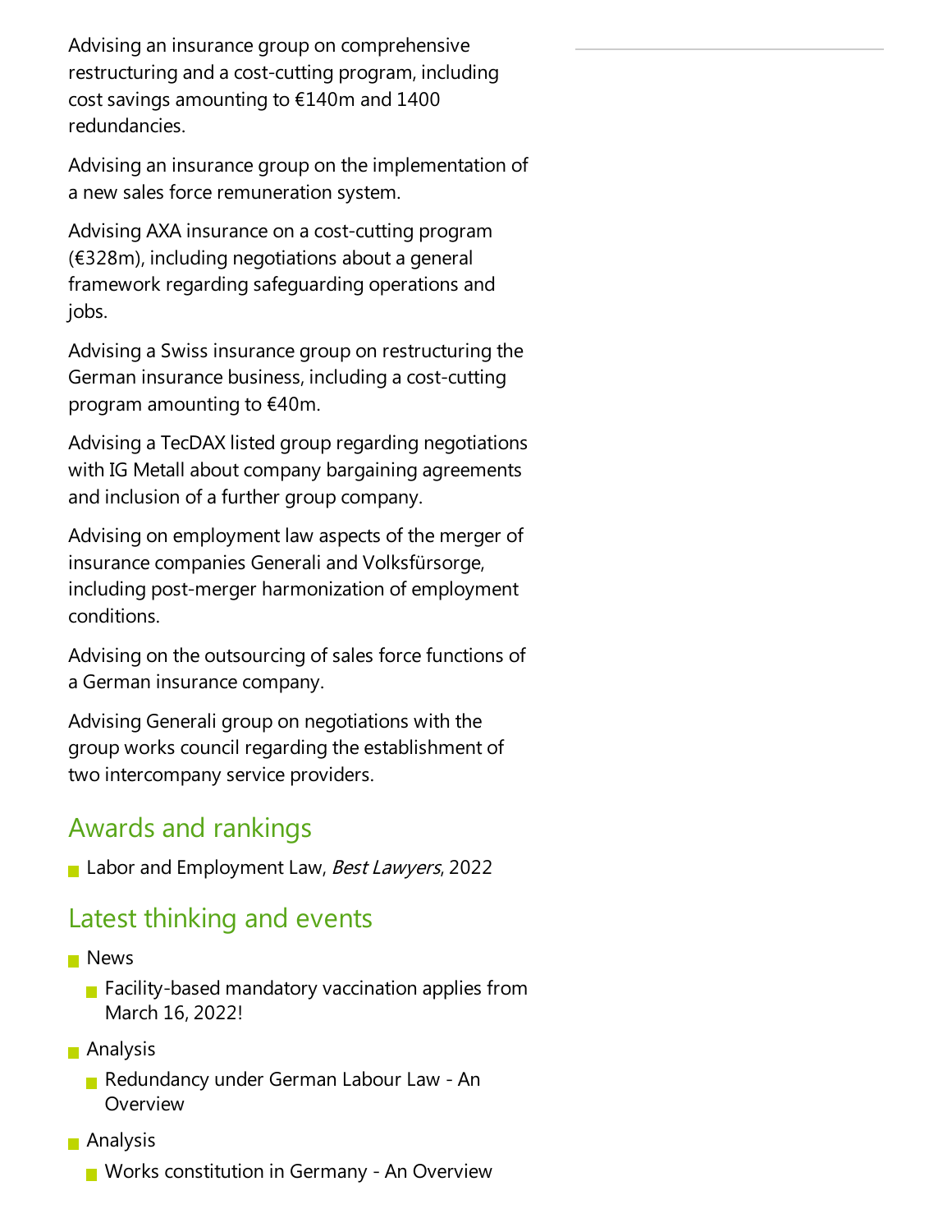Advising an insurance group on comprehensive restructuring and a cost-cutting program, including cost savings amounting to €140m and 1400 redundancies.

Advising an insurance group on the implementation of a new sales force remuneration system.

Advising AXA insurance on a cost-cutting program (€328m), including negotiations about a general framework regarding safeguarding operations and jobs.

Advising a Swiss insurance group on restructuring the German insurance business, including a cost-cutting program amounting to €40m.

Advising a TecDAX listed group regarding negotiations with IG Metall about company bargaining agreements and inclusion of a further group company.

Advising on employment law aspects of the merger of insurance companies Generali and Volksfürsorge, including post-merger harmonization of employment conditions.

Advising on the outsourcing of sales force functions of a German insurance company.

Advising Generali group on negotiations with the group works council regarding the establishment of two intercompany service providers.

## Awards and rankings

- Labor and Employment Law, *Best Lawyers*, 2022

## Latest thinking and events

- News
  - Facility-based mandatory vaccination applies from March 16, 2022!
- Analysis
  - Redundancy under German Labour Law - An Overview
- Analysis
  - Works constitution in Germany - An Overview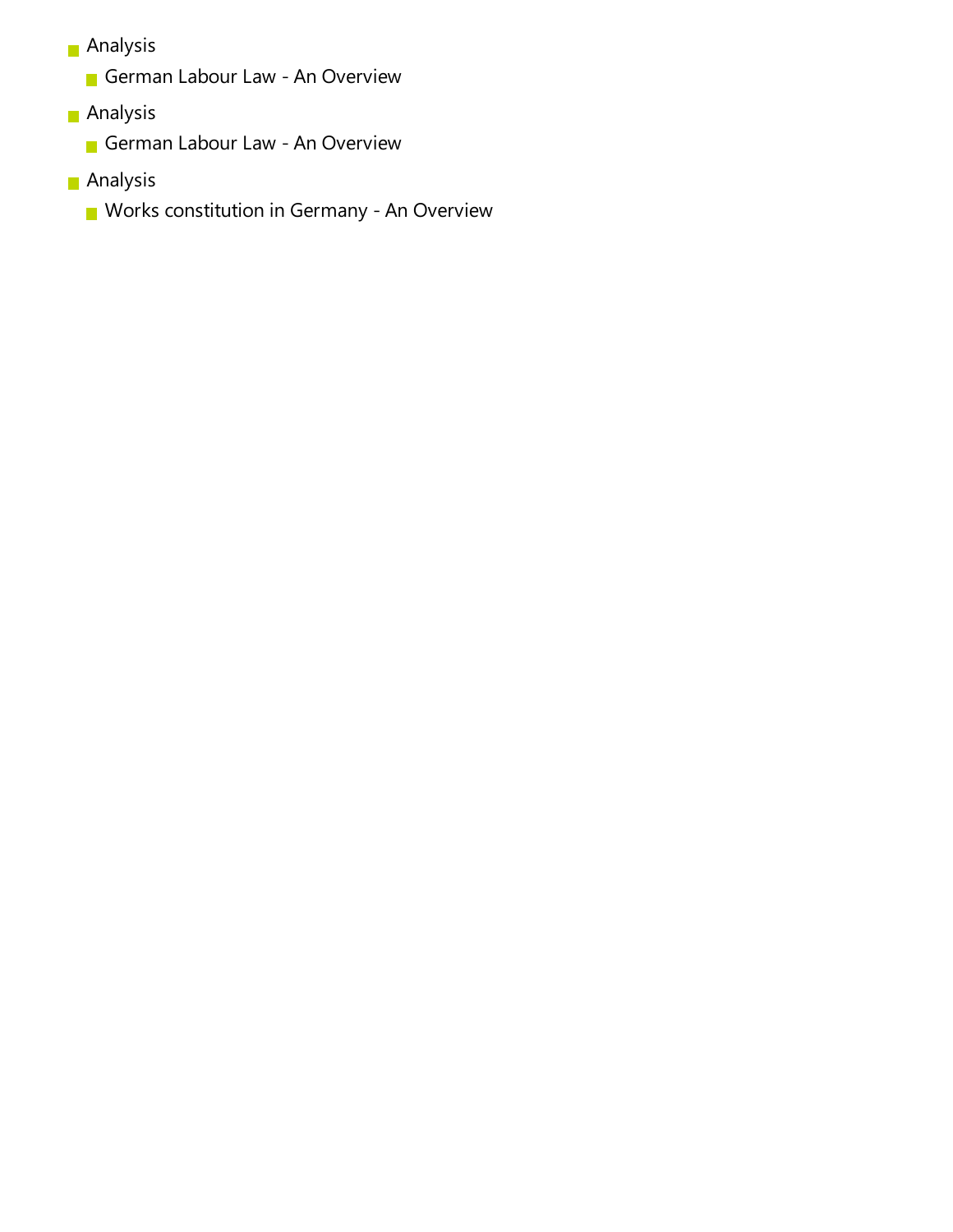- Analysis
  - German Labour Law - An Overview
- Analysis
  - German Labour Law - An Overview
- Analysis
  - Works constitution in Germany - An Overview